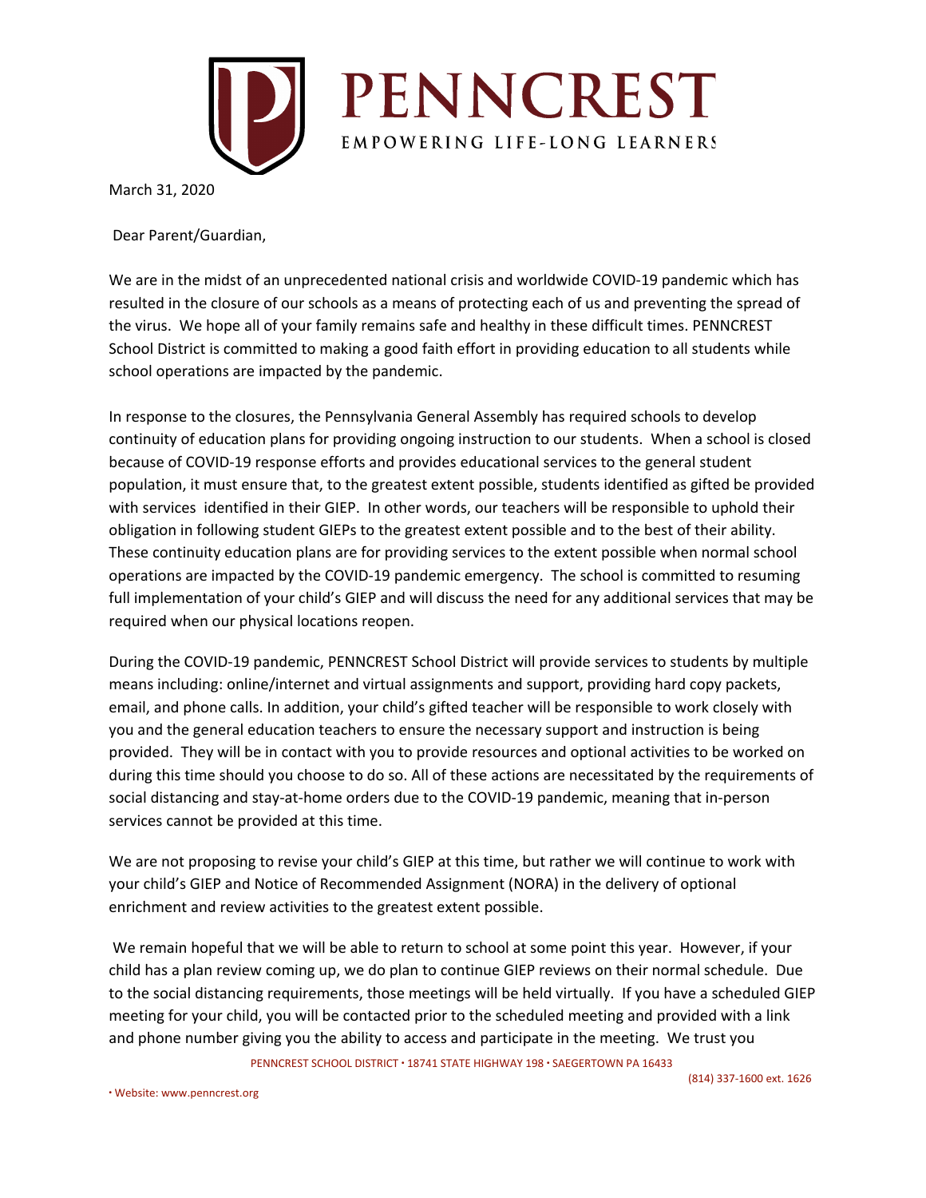# PENNCREST

EMPOWERING LIFE-LONG LEARNERS

March 31, 2020

Dear Parent/Guardian,

We are in the midst of an unprecedented national crisis and worldwide COVID-19 pandemic which has resulted in the closure of our schools as a means of protecting each of us and preventing the spread of the virus. We hope all of your family remains safe and healthy in these difficult times. PENNCREST School District is committed to making a good faith effort in providing education to all students while school operations are impacted by the pandemic.

In response to the closures, the Pennsylvania General Assembly has required schools to develop continuity of education plans for providing ongoing instruction to our students. When a school is closed because of COVID-19 response efforts and provides educational services to the general student population, it must ensure that, to the greatest extent possible, students identified as gifted be provided with services identified in their GIEP. In other words, our teachers will be responsible to uphold their obligation in following student GIEPs to the greatest extent possible and to the best of their ability. These continuity education plans are for providing services to the extent possible when normal school operations are impacted by the COVID-19 pandemic emergency. The school is committed to resuming full implementation of your child's GIEP and will discuss the need for any additional services that may be required when our physical locations reopen.

During the COVID-19 pandemic, PENNCREST School District will provide services to students by multiple means including: online/internet and virtual assignments and support, providing hard copy packets, email, and phone calls. In addition, your child's gifted teacher will be responsible to work closely with you and the general education teachers to ensure the necessary support and instruction is being provided. They will be in contact with you to provide resources and optional activities to be worked on during this time should you choose to do so. All of these actions are necessitated by the requirements of social distancing and stay-at-home orders due to the COVID-19 pandemic, meaning that in-person services cannot be provided at this time.

We are not proposing to revise your child's GIEP at this time, but rather we will continue to work with your child's GIEP and Notice of Recommended Assignment (NORA) in the delivery of optional enrichment and review activities to the greatest extent possible.

We remain hopeful that we will be able to return to school at some point this year. However, if your child has a plan review coming up, we do plan to continue GIEP reviews on their normal schedule. Due to the social distancing requirements, those meetings will be held virtually. If you have a scheduled GIEP meeting for your child, you will be contacted prior to the scheduled meeting and provided with a link and phone number giving you the ability to access and participate in the meeting. We trust you

PENNCREST SCHOOL DISTRICT • 18741 STATE HIGHWAY 198 • SAEGERTOWN PA 16433 (814) 337-1600 ext. 1626 • Website: www.penncrest.org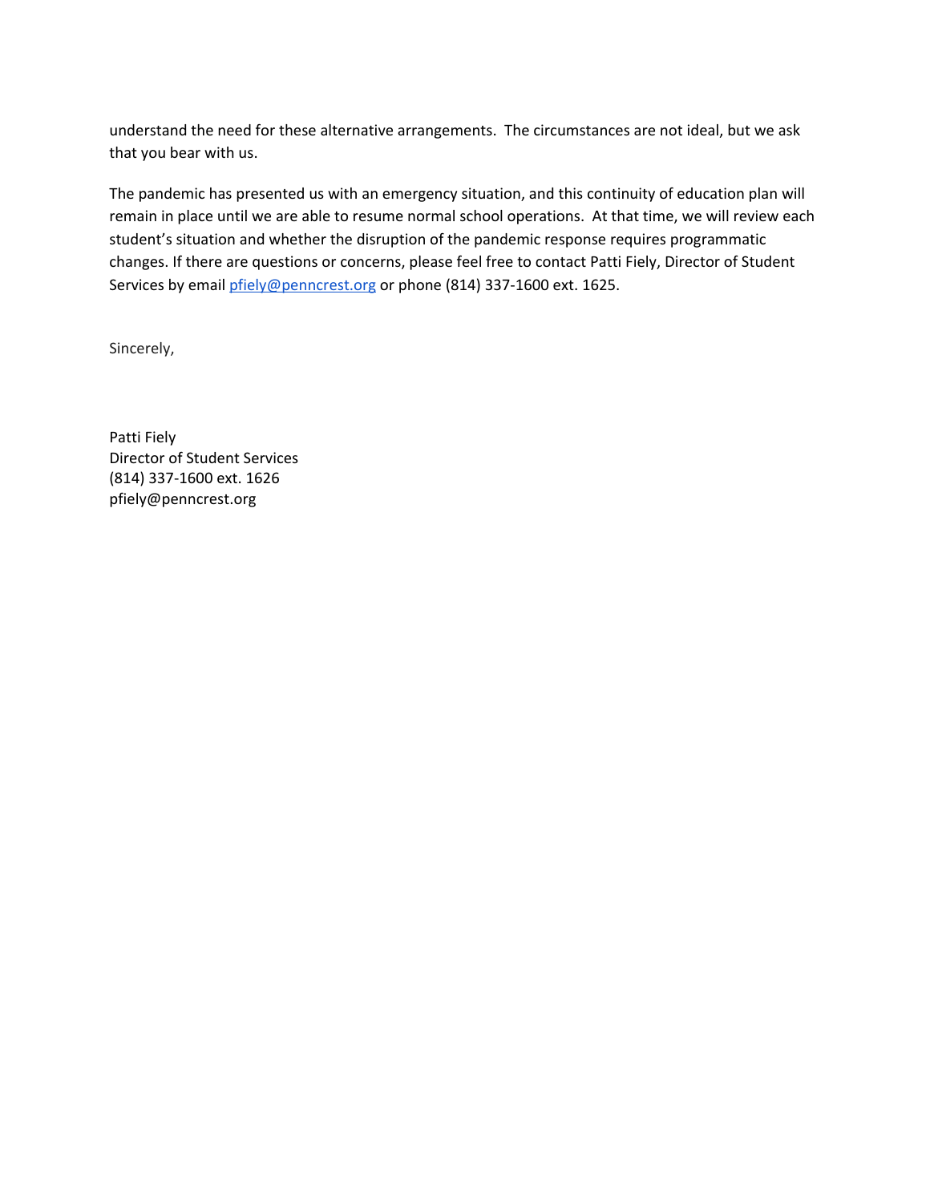understand the need for these alternative arrangements. The circumstances are not ideal, but we ask that you bear with us.

The pandemic has presented us with an emergency situation, and this continuity of education plan will remain in place until we are able to resume normal school operations. At that time, we will review each student's situation and whether the disruption of the pandemic response requires programmatic changes. If there are questions or concerns, please feel free to contact Patti Fiely, Director of Student Services by email pfiely@penncrest.org or phone (814) 337-1600 ext. 1625.

Sincerely,

Patti Fiely
Director of Student Services
(814) 337-1600 ext. 1626
pfiely@penncrest.org